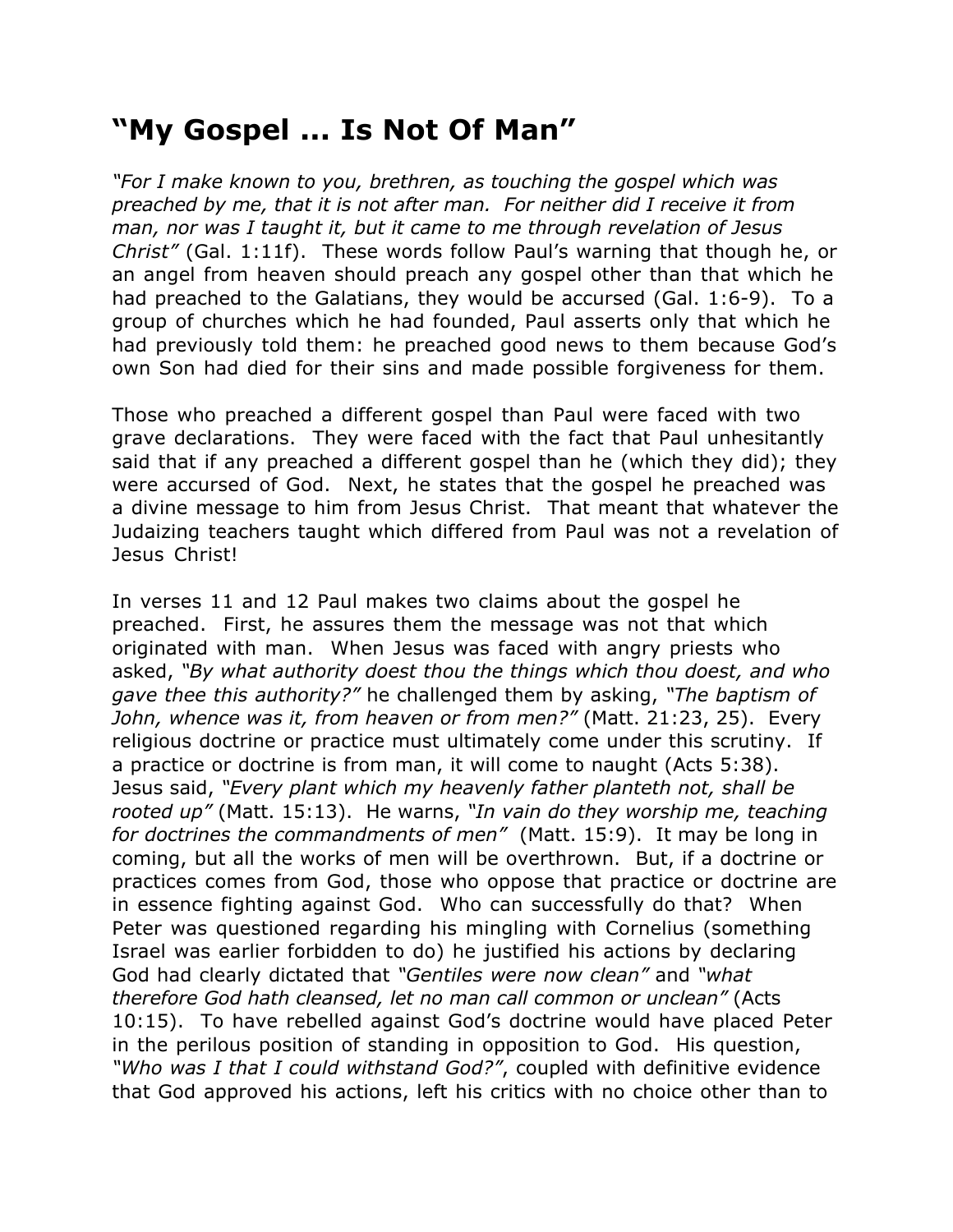# "My Gospel … Is Not Of Man"

*"For I make known to you, brethren, as touching the gospel which was preached by me, that it is not after man. For neither did I receive it from man, nor was I taught it, but it came to me through revelation of Jesus Christ"* (Gal. 1:11f). These words follow Paul's warning that though he, or an angel from heaven should preach any gospel other than that which he had preached to the Galatians, they would be accursed (Gal. 1:6-9). To a group of churches which he had founded, Paul asserts only that which he had previously told them: he preached good news to them because God's own Son had died for their sins and made possible forgiveness for them.

Those who preached a different gospel than Paul were faced with two grave declarations. They were faced with the fact that Paul unhesitantly said that if any preached a different gospel than he (which they did); they were accursed of God. Next, he states that the gospel he preached was a divine message to him from Jesus Christ. That meant that whatever the Judaizing teachers taught which differed from Paul was not a revelation of Jesus Christ!

In verses 11 and 12 Paul makes two claims about the gospel he preached. First, he assures them the message was not that which originated with man. When Jesus was faced with angry priests who asked, *"By what authority doest thou the things which thou doest, and who gave thee this authority?"* he challenged them by asking, *"The baptism of John, whence was it, from heaven or from men?"* (Matt. 21:23, 25). Every religious doctrine or practice must ultimately come under this scrutiny. If a practice or doctrine is from man, it will come to naught (Acts 5:38). Jesus said, *"Every plant which my heavenly father planteth not, shall be rooted up"* (Matt. 15:13). He warns, *"In vain do they worship me, teaching for doctrines the commandments of men"* (Matt. 15:9). It may be long in coming, but all the works of men will be overthrown. But, if a doctrine or practices comes from God, those who oppose that practice or doctrine are in essence fighting against God. Who can successfully do that? When Peter was questioned regarding his mingling with Cornelius (something Israel was earlier forbidden to do) he justified his actions by declaring God had clearly dictated that *"Gentiles were now clean"* and *"what therefore God hath cleansed, let no man call common or unclean"* (Acts 10:15). To have rebelled against God's doctrine would have placed Peter in the perilous position of standing in opposition to God. His question, *"Who was I that I could withstand God?"*, coupled with definitive evidence that God approved his actions, left his critics with no choice other than to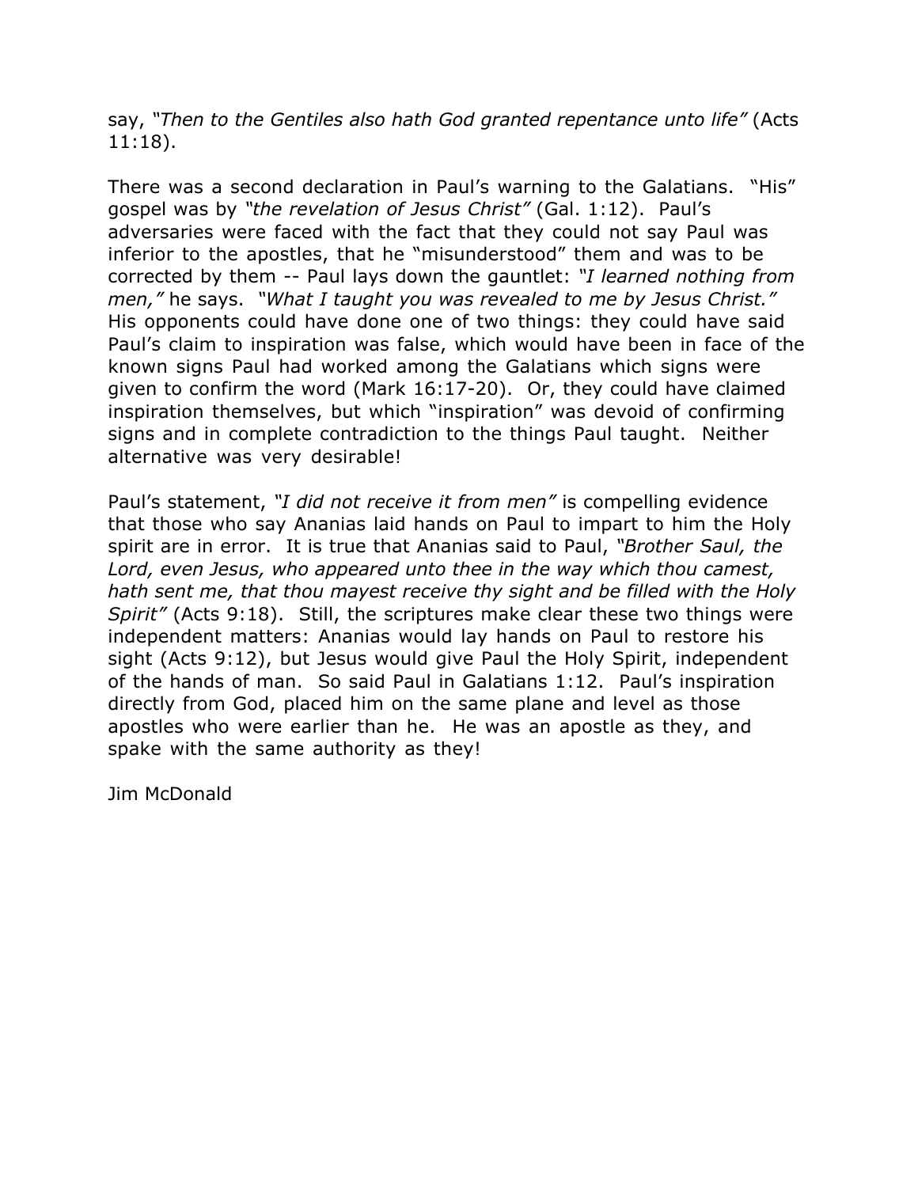say, *"Then to the Gentiles also hath God granted repentance unto life"* (Acts 11:18).

There was a second declaration in Paul's warning to the Galatians. "His" gospel was by *"the revelation of Jesus Christ"* (Gal. 1:12). Paul's adversaries were faced with the fact that they could not say Paul was inferior to the apostles, that he "misunderstood" them and was to be corrected by them -- Paul lays down the gauntlet: *"I learned nothing from men,"* he says. *"What I taught you was revealed to me by Jesus Christ."* His opponents could have done one of two things: they could have said Paul's claim to inspiration was false, which would have been in face of the known signs Paul had worked among the Galatians which signs were given to confirm the word (Mark 16:17-20). Or, they could have claimed inspiration themselves, but which "inspiration" was devoid of confirming signs and in complete contradiction to the things Paul taught. Neither alternative was very desirable!

Paul's statement, *"I did not receive it from men"* is compelling evidence that those who say Ananias laid hands on Paul to impart to him the Holy spirit are in error. It is true that Ananias said to Paul, *"Brother Saul, the Lord, even Jesus, who appeared unto thee in the way which thou camest, hath sent me, that thou mayest receive thy sight and be filled with the Holy Spirit"* (Acts 9:18). Still, the scriptures make clear these two things were independent matters: Ananias would lay hands on Paul to restore his sight (Acts 9:12), but Jesus would give Paul the Holy Spirit, independent of the hands of man. So said Paul in Galatians 1:12. Paul's inspiration directly from God, placed him on the same plane and level as those apostles who were earlier than he. He was an apostle as they, and spake with the same authority as they!

Jim McDonald